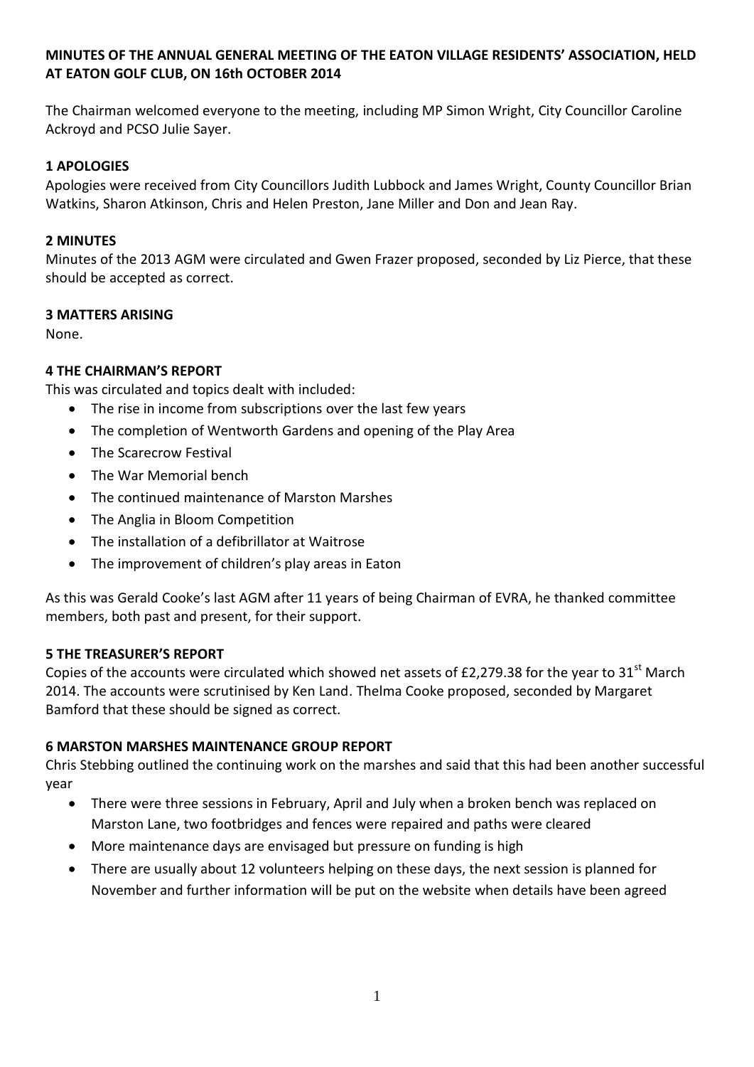# MINUTES OF THE ANNUAL GENERAL MEETING OF THE EATON VILLAGE RESIDENTS' ASSOCIATION, HELD AT EATON GOLF CLUB, ON 16th OCTOBER 2014

The Chairman welcomed everyone to the meeting, including MP Simon Wright, City Councillor Caroline Ackroyd and PCSO Julie Sayer.

## 1 APOLOGIES

Apologies were received from City Councillors Judith Lubbock and James Wright, County Councillor Brian Watkins, Sharon Atkinson, Chris and Helen Preston, Jane Miller and Don and Jean Ray.

## 2 MINUTES

Minutes of the 2013 AGM were circulated and Gwen Frazer proposed, seconded by Liz Pierce, that these should be accepted as correct.

## 3 MATTERS ARISING

None.

## 4 THE CHAIRMAN'S REPORT

This was circulated and topics dealt with included:

- The rise in income from subscriptions over the last few years
- The completion of Wentworth Gardens and opening of the Play Area
- The Scarecrow Festival
- The War Memorial bench
- The continued maintenance of Marston Marshes
- The Anglia in Bloom Competition
- The installation of a defibrillator at Waitrose
- The improvement of children's play areas in Eaton

As this was Gerald Cooke's last AGM after 11 years of being Chairman of EVRA, he thanked committee members, both past and present, for their support.

## 5 THE TREASURER'S REPORT

Copies of the accounts were circulated which showed net assets of £2,279.38 for the year to 31st March 2014. The accounts were scrutinised by Ken Land. Thelma Cooke proposed, seconded by Margaret Bamford that these should be signed as correct.

## 6 MARSTON MARSHES MAINTENANCE GROUP REPORT

Chris Stebbing outlined the continuing work on the marshes and said that this had been another successful year

- There were three sessions in February, April and July when a broken bench was replaced on Marston Lane, two footbridges and fences were repaired and paths were cleared
- More maintenance days are envisaged but pressure on funding is high
- There are usually about 12 volunteers helping on these days, the next session is planned for November and further information will be put on the website when details have been agreed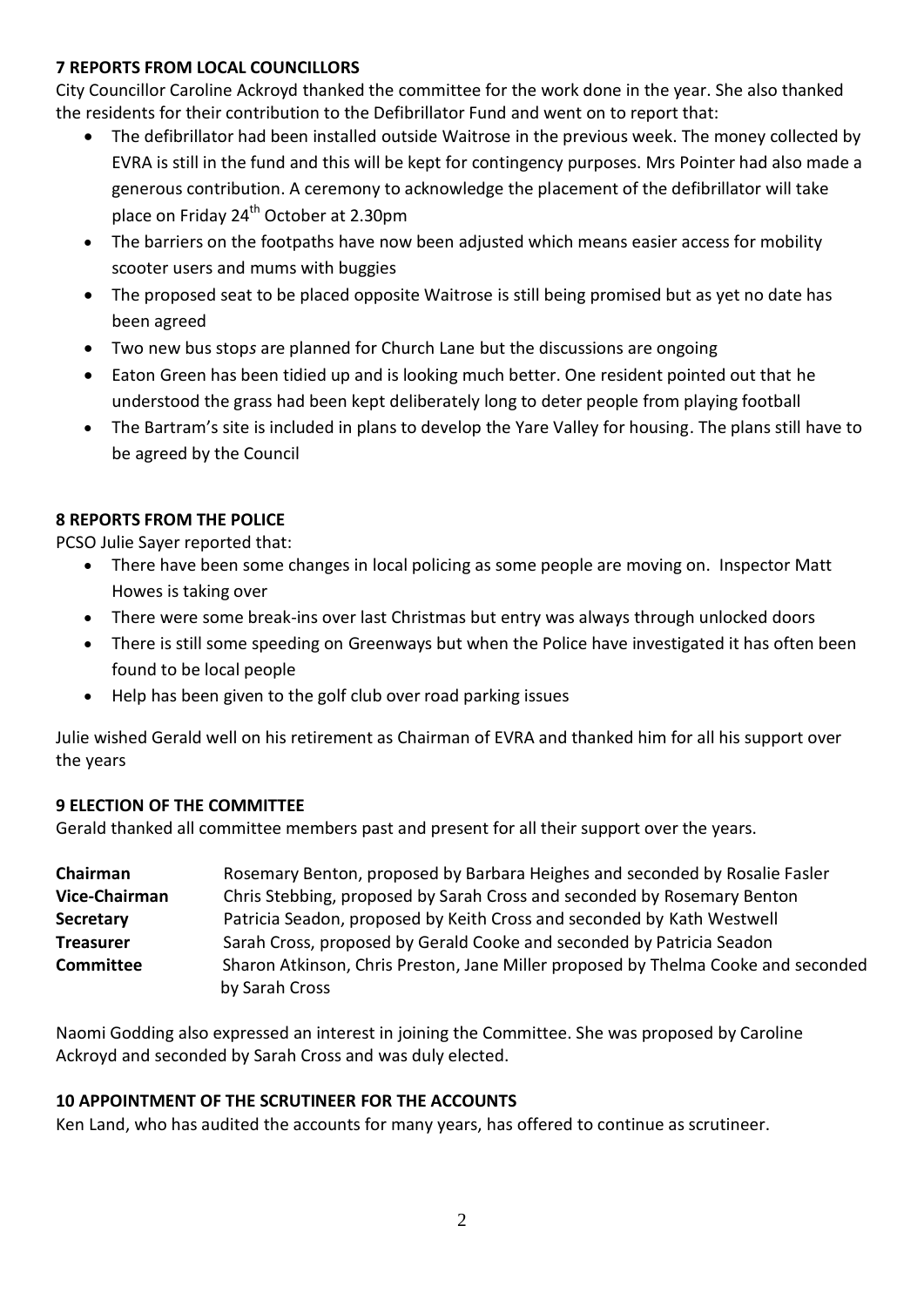### 7 REPORTS FROM LOCAL COUNCILLORS

City Councillor Caroline Ackroyd thanked the committee for the work done in the year. She also thanked the residents for their contribution to the Defibrillator Fund and went on to report that:

- The defibrillator had been installed outside Waitrose in the previous week. The money collected by EVRA is still in the fund and this will be kept for contingency purposes. Mrs Pointer had also made a generous contribution. A ceremony to acknowledge the placement of the defibrillator will take place on Friday 24th October at 2.30pm
- The barriers on the footpaths have now been adjusted which means easier access for mobility scooter users and mums with buggies
- The proposed seat to be placed opposite Waitrose is still being promised but as yet no date has been agreed
- Two new bus stop*s* are planned for Church Lane but the discussions are ongoing
- Eaton Green has been tidied up and is looking much better. One resident pointed out that he understood the grass had been kept deliberately long to deter people from playing football
- The Bartram's site is included in plans to develop the Yare Valley for housing. The plans still have to be agreed by the Council

### 8 REPORTS FROM THE POLICE

PCSO Julie Sayer reported that:

- There have been some changes in local policing as some people are moving on. Inspector Matt Howes is taking over
- There were some break-ins over last Christmas but entry was always through unlocked doors
- There is still some speeding on Greenways but when the Police have investigated it has often been found to be local people
- Help has been given to the golf club over road parking issues

Julie wished Gerald well on his retirement as Chairman of EVRA and thanked him for all his support over the years

### 9 ELECTION OF THE COMMITTEE

Gerald thanked all committee members past and present for all their support over the years.

| | |
|---|---|
| **Chairman** | Rosemary Benton, proposed by Barbara Heighes and seconded by Rosalie Fasler |
| **Vice-Chairman** | Chris Stebbing, proposed by Sarah Cross and seconded by Rosemary Benton |
| **Secretary** | Patricia Seadon, proposed by Keith Cross and seconded by Kath Westwell |
| **Treasurer** | Sarah Cross, proposed by Gerald Cooke and seconded by Patricia Seadon |
| **Committee** | Sharon Atkinson, Chris Preston, Jane Miller proposed by Thelma Cooke and seconded by Sarah Cross |

Naomi Godding also expressed an interest in joining the Committee. She was proposed by Caroline Ackroyd and seconded by Sarah Cross and was duly elected.

### 10 APPOINTMENT OF THE SCRUTINEER FOR THE ACCOUNTS

Ken Land, who has audited the accounts for many years, has offered to continue as scrutineer.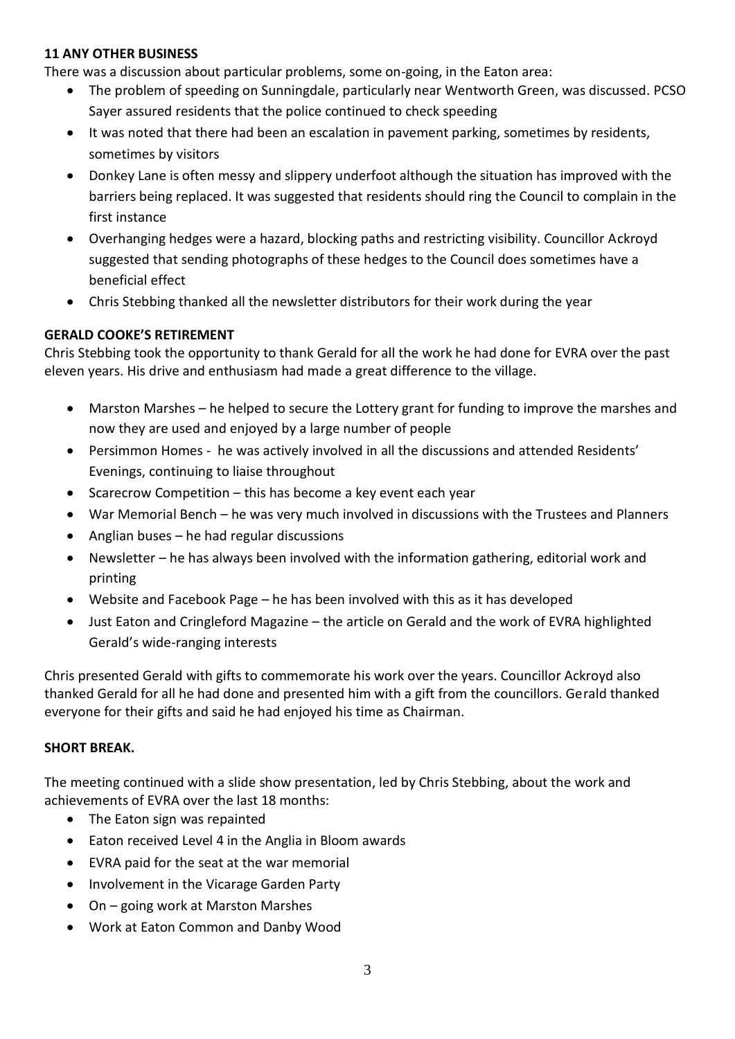**11 ANY OTHER BUSINESS**

There was a discussion about particular problems, some on-going, in the Eaton area:

- The problem of speeding on Sunningdale, particularly near Wentworth Green, was discussed. PCSO Sayer assured residents that the police continued to check speeding
- It was noted that there had been an escalation in pavement parking, sometimes by residents, sometimes by visitors
- Donkey Lane is often messy and slippery underfoot although the situation has improved with the barriers being replaced. It was suggested that residents should ring the Council to complain in the first instance
- Overhanging hedges were a hazard, blocking paths and restricting visibility. Councillor Ackroyd suggested that sending photographs of these hedges to the Council does sometimes have a beneficial effect
- Chris Stebbing thanked all the newsletter distributors for their work during the year

**GERALD COOKE'S RETIREMENT**

Chris Stebbing took the opportunity to thank Gerald for all the work he had done for EVRA over the past eleven years. His drive and enthusiasm had made a great difference to the village.

- Marston Marshes – he helped to secure the Lottery grant for funding to improve the marshes and now they are used and enjoyed by a large number of people
- Persimmon Homes - he was actively involved in all the discussions and attended Residents' Evenings, continuing to liaise throughout
- Scarecrow Competition – this has become a key event each year
- War Memorial Bench – he was very much involved in discussions with the Trustees and Planners
- Anglian buses – he had regular discussions
- Newsletter – he has always been involved with the information gathering, editorial work and printing
- Website and Facebook Page – he has been involved with this as it has developed
- Just Eaton and Cringleford Magazine – the article on Gerald and the work of EVRA highlighted Gerald's wide-ranging interests

Chris presented Gerald with gifts to commemorate his work over the years. Councillor Ackroyd also thanked Gerald for all he had done and presented him with a gift from the councillors. Gerald thanked everyone for their gifts and said he had enjoyed his time as Chairman.

**SHORT BREAK.**

The meeting continued with a slide show presentation, led by Chris Stebbing, about the work and achievements of EVRA over the last 18 months:

- The Eaton sign was repainted
- Eaton received Level 4 in the Anglia in Bloom awards
- EVRA paid for the seat at the war memorial
- Involvement in the Vicarage Garden Party
- On – going work at Marston Marshes
- Work at Eaton Common and Danby Wood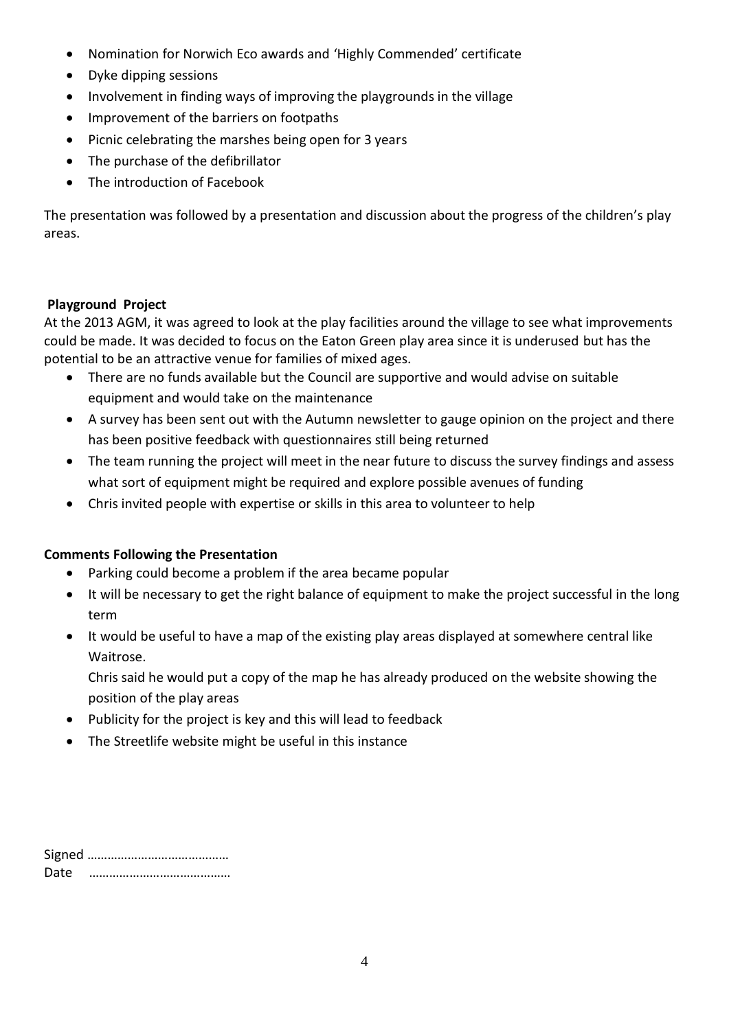- Nomination for Norwich Eco awards and 'Highly Commended' certificate
- Dyke dipping sessions
- Involvement in finding ways of improving the playgrounds in the village
- Improvement of the barriers on footpaths
- Picnic celebrating the marshes being open for 3 years
- The purchase of the defibrillator
- The introduction of Facebook

The presentation was followed by a presentation and discussion about the progress of the children's play areas.

**Playground Project**

At the 2013 AGM, it was agreed to look at the play facilities around the village to see what improvements could be made. It was decided to focus on the Eaton Green play area since it is underused but has the potential to be an attractive venue for families of mixed ages.

- There are no funds available but the Council are supportive and would advise on suitable equipment and would take on the maintenance
- A survey has been sent out with the Autumn newsletter to gauge opinion on the project and there has been positive feedback with questionnaires still being returned
- The team running the project will meet in the near future to discuss the survey findings and assess what sort of equipment might be required and explore possible avenues of funding
- Chris invited people with expertise or skills in this area to volunteer to help

**Comments Following the Presentation**

- Parking could become a problem if the area became popular
- It will be necessary to get the right balance of equipment to make the project successful in the long term
- It would be useful to have a map of the existing play areas displayed at somewhere central like Waitrose.
  Chris said he would put a copy of the map he has already produced on the website showing the position of the play areas
- Publicity for the project is key and this will lead to feedback
- The Streetlife website might be useful in this instance

Signed …………………………………

Date …………………………………